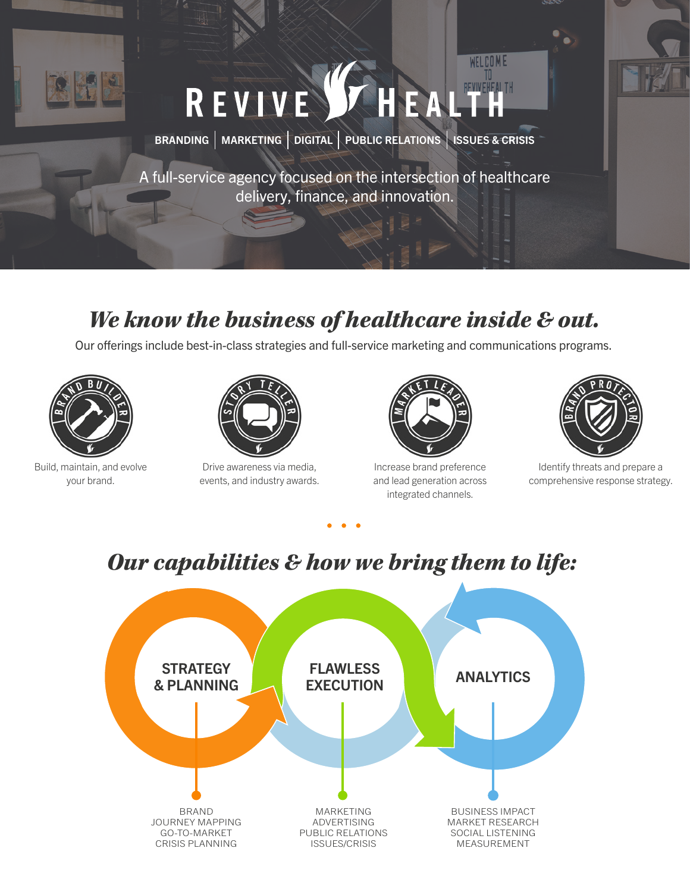# REVIVE HEALTH

BRANDING | MARKETING | DIGITAL | PUBLIC RELATIONS | ISSUES & CRISIS

A full-service agency focused on the intersection of healthcare delivery, finance, and innovation.

## *We know the business of healthcare inside & out.*

Our offerings include best-in-class strategies and full-service marketing and communications programs.

**BRAND BUILDER**
Build, maintain, and evolve your brand.

**STORY TELLER**
Drive awareness via media, events, and industry awards.

**MARKET LEADER**
Increase brand preference and lead generation across integrated channels.

**BRAND PROTECTOR**
Identify threats and prepare a comprehensive response strategy.

## *Our capabilities & how we bring them to life:*

**STRATEGY & PLANNING**
- BRAND
- JOURNEY MAPPING
- GO-TO-MARKET
- CRISIS PLANNING

**FLAWLESS EXECUTION**
- MARKETING
- ADVERTISING
- PUBLIC RELATIONS
- ISSUES/CRISIS

**ANALYTICS**
- BUSINESS IMPACT
- MARKET RESEARCH
- SOCIAL LISTENING
- MEASUREMENT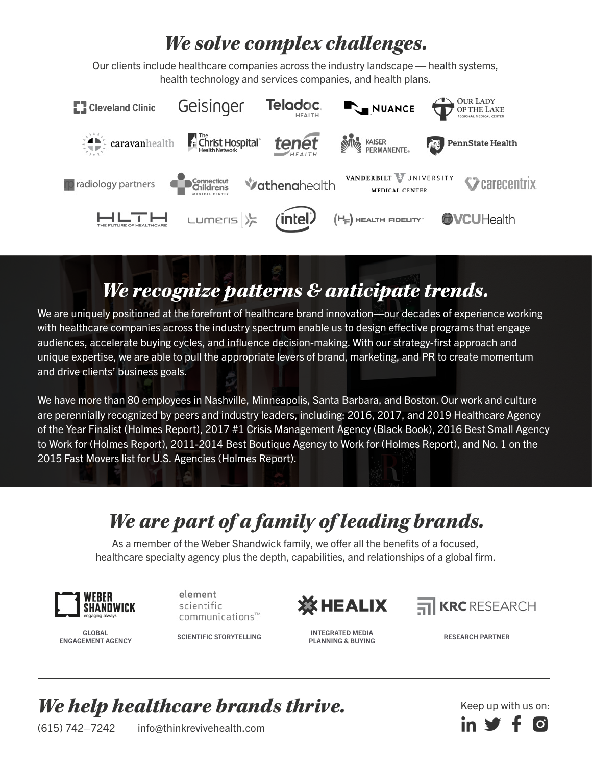## *We solve complex challenges.*

Our clients include healthcare companies across the industry landscape — health systems, health technology and services companies, and health plans.

Cleveland Clinic, Geisinger, Teladoc Health, Nuance, Our Lady of the Lake Regional Medical Center, caravanhealth, The Christ Hospital Health Network, tenet Health, Kaiser Permanente, PennState Health, radiology partners, Connecticut Children's Medical Center, athenahealth, Vanderbilt University Medical Center, carecentrix, HLTH The Future of Healthcare, Lumeris, intel, Health Fidelity, VCUHealth

## *We recognize patterns & anticipate trends.*

We are uniquely positioned at the forefront of healthcare brand innovation—our decades of experience working with healthcare companies across the industry spectrum enable us to design effective programs that engage audiences, accelerate buying cycles, and influence decision-making. With our strategy-first approach and unique expertise, we are able to pull the appropriate levers of brand, marketing, and PR to create momentum and drive clients' business goals.

We have more than 80 employees in Nashville, Minneapolis, Santa Barbara, and Boston. Our work and culture are perennially recognized by peers and industry leaders, including: 2016, 2017, and 2019 Healthcare Agency of the Year Finalist (Holmes Report), 2017 #1 Crisis Management Agency (Black Book), 2016 Best Small Agency to Work for (Holmes Report), 2011-2014 Best Boutique Agency to Work for (Holmes Report), and No. 1 on the 2015 Fast Movers list for U.S. Agencies (Holmes Report).

## *We are part of a family of leading brands.*

As a member of the Weber Shandwick family, we offer all the benefits of a focused, healthcare specialty agency plus the depth, capabilities, and relationships of a global firm.

- Weber Shandwick (engaging always.) — GLOBAL ENGAGEMENT AGENCY
- element scientific communications™ — SCIENTIFIC STORYTELLING
- HEALIX — INTEGRATED MEDIA PLANNING & BUYING
- KRC RESEARCH — RESEARCH PARTNER

---

## *We help healthcare brands thrive.*

(615) 742–7242    info@thinkrevivehealth.com

Keep up with us on: